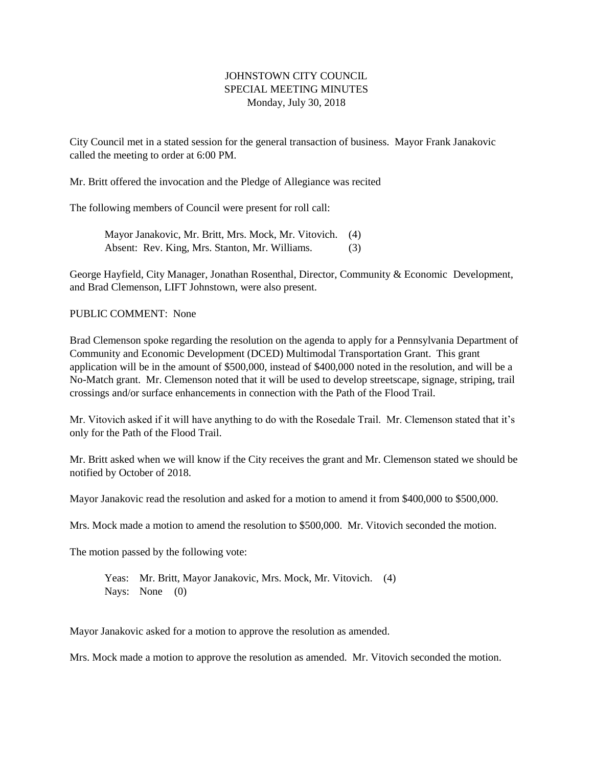# JOHNSTOWN CITY COUNCIL
## SPECIAL MEETING MINUTES
Monday, July 30, 2018

City Council met in a stated session for the general transaction of business. Mayor Frank Janakovic called the meeting to order at 6:00 PM.

Mr. Britt offered the invocation and the Pledge of Allegiance was recited

The following members of Council were present for roll call:

> Mayor Janakovic, Mr. Britt, Mrs. Mock, Mr. Vitovich. (4)
> Absent: Rev. King, Mrs. Stanton, Mr. Williams. (3)

George Hayfield, City Manager, Jonathan Rosenthal, Director, Community & Economic Development, and Brad Clemenson, LIFT Johnstown, were also present.

PUBLIC COMMENT: None

Brad Clemenson spoke regarding the resolution on the agenda to apply for a Pennsylvania Department of Community and Economic Development (DCED) Multimodal Transportation Grant. This grant application will be in the amount of $500,000, instead of $400,000 noted in the resolution, and will be a No-Match grant. Mr. Clemenson noted that it will be used to develop streetscape, signage, striping, trail crossings and/or surface enhancements in connection with the Path of the Flood Trail.

Mr. Vitovich asked if it will have anything to do with the Rosedale Trail. Mr. Clemenson stated that it's only for the Path of the Flood Trail.

Mr. Britt asked when we will know if the City receives the grant and Mr. Clemenson stated we should be notified by October of 2018.

Mayor Janakovic read the resolution and asked for a motion to amend it from $400,000 to $500,000.

Mrs. Mock made a motion to amend the resolution to $500,000. Mr. Vitovich seconded the motion.

The motion passed by the following vote:

> Yeas: Mr. Britt, Mayor Janakovic, Mrs. Mock, Mr. Vitovich. (4)
> Nays: None (0)

Mayor Janakovic asked for a motion to approve the resolution as amended.

Mrs. Mock made a motion to approve the resolution as amended. Mr. Vitovich seconded the motion.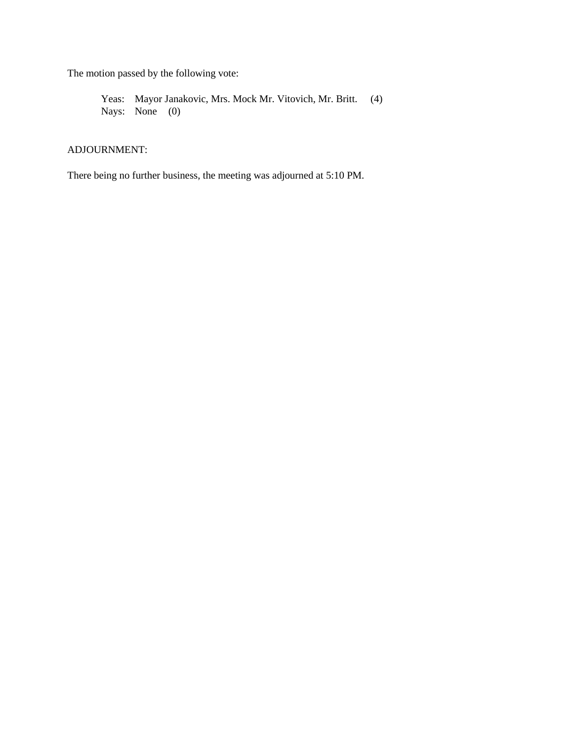The motion passed by the following vote:

Yeas: Mayor Janakovic, Mrs. Mock Mr. Vitovich, Mr. Britt. (4)
Nays: None (0)

ADJOURNMENT:

There being no further business, the meeting was adjourned at 5:10 PM.